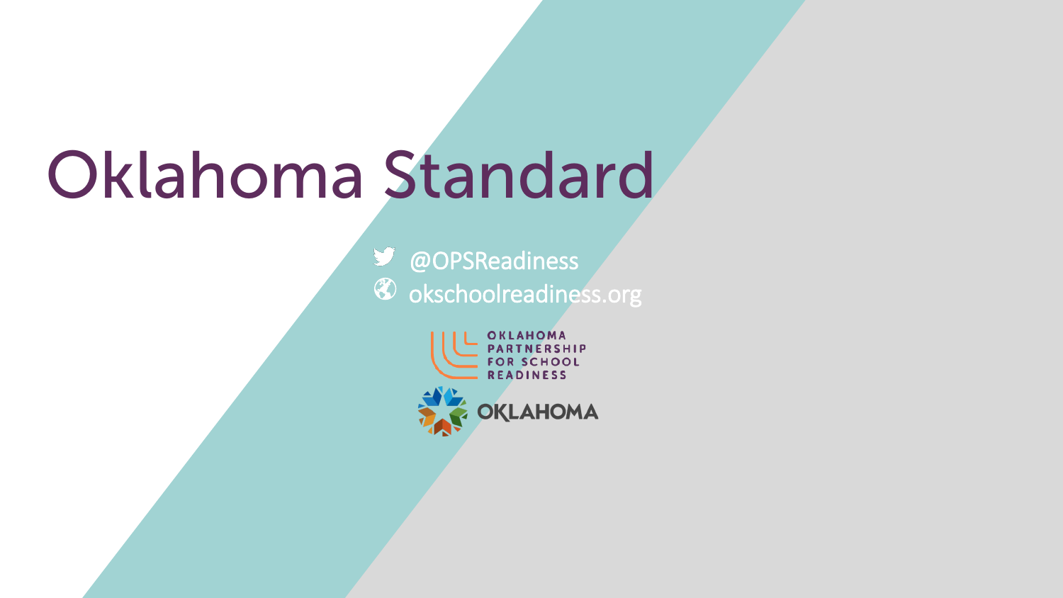# Oklahoma Standard

@OPSReadiness

okschoolreadiness.org

OKLAHOMA PARTNERSHIP FOR SCHOOL READINESS

OKLAHOMA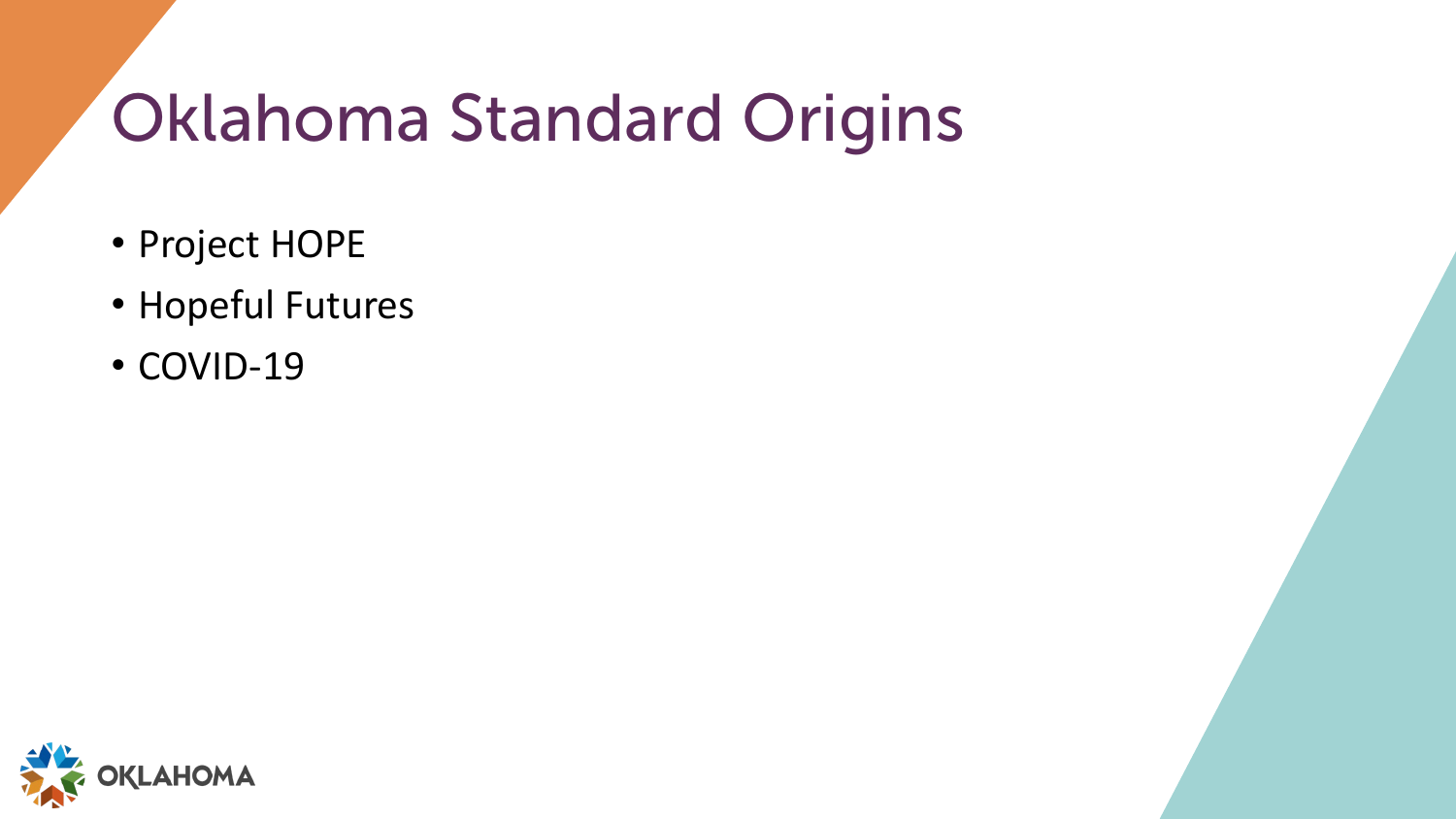# Oklahoma Standard Origins

- Project HOPE
- Hopeful Futures
- COVID-19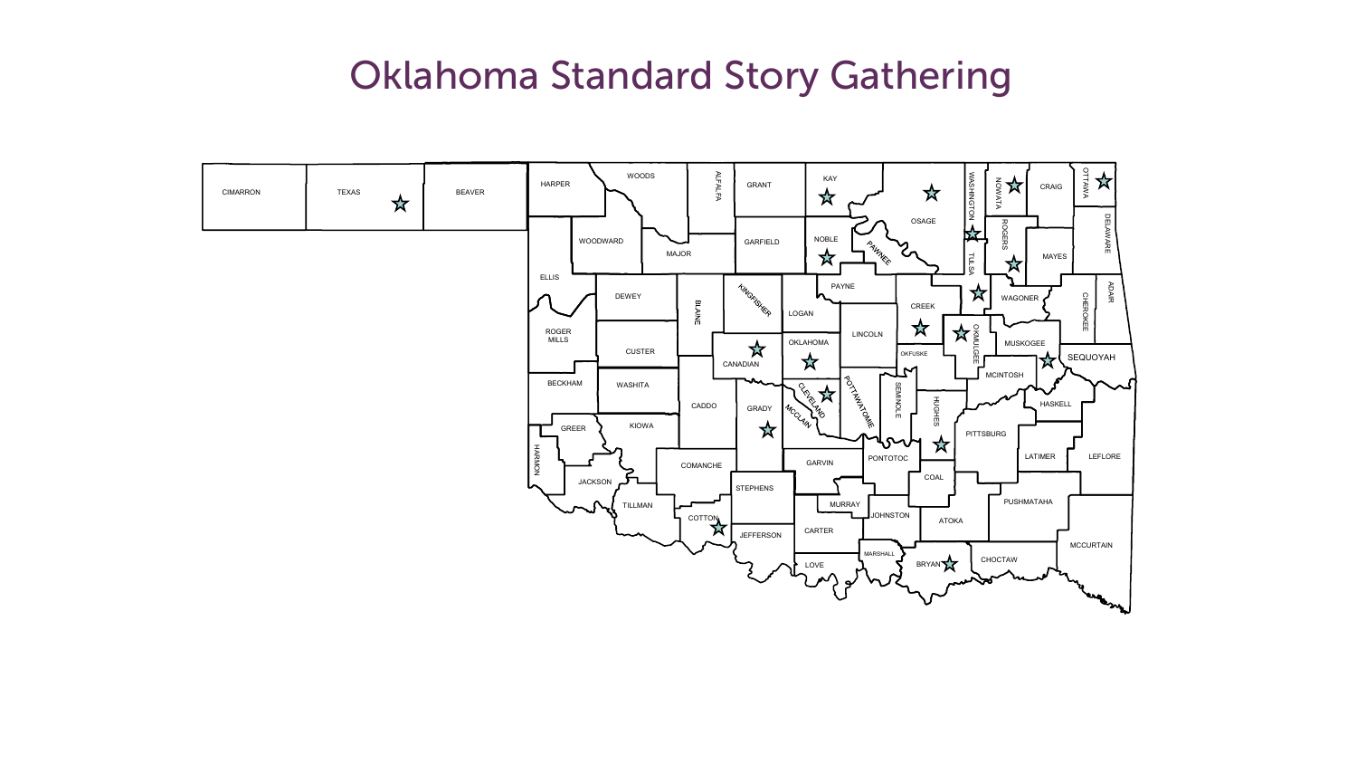# Oklahoma Standard Story Gathering

CIMARRON TEXAS BEAVER HARPER WOODS ALFALFA GRANT KAY OSAGE WASHINGTON NOWATA CRAIG OTTAWA WOODWARD MAJOR GARFIELD NOBLE PAWNEE TULSA ROGERS MAYES DELAWARE ELLIS DEWEY BLAINE KINGFISHER LOGAN PAYNE CREEK WAGONER CHEROKEE ADAIR ROGER MILLS CUSTER CANADIAN OKLAHOMA LINCOLN OKFUSKE OKMULGEE MUSKOGEE SEQUOYAH BECKHAM WASHITA CADDO GRADY CLEVELAND MCCLAIN POTTAWATOMIE SEMINOLE HUGHES MCINTOSH HASKELL GREER KIOWA HARMON JACKSON COMANCHE GARVIN PONTOTOC PITTSBURG LATIMER LEFLORE COAL TILLMAN STEPHENS MURRAY JOHNSTON ATOKA PUSHMATAHA COTTON JEFFERSON CARTER MARSHALL LOVE BRYAN CHOCTAW MCCURTAIN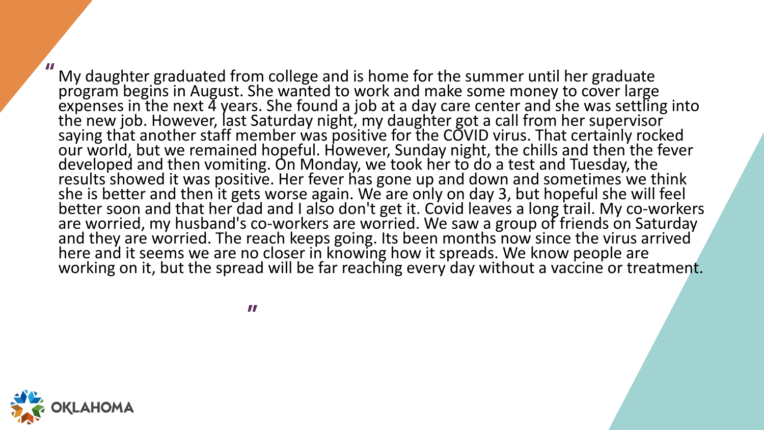"My daughter graduated from college and is home for the summer until her graduate program begins in August. She wanted to work and make some money to cover large expenses in the next 4 years. She found a job at a day care center and she was settling into the new job. However, last Saturday night, my daughter got a call from her supervisor saying that another staff member was positive for the COVID virus. That certainly rocked our world, but we remained hopeful. However, Sunday night, the chills and then the fever developed and then vomiting. On Monday, we took her to do a test and Tuesday, the results showed it was positive. Her fever has gone up and down and sometimes we think she is better and then it gets worse again. We are only on day 3, but hopeful she will feel better soon and that her dad and I also don't get it. Covid leaves a long trail. My co-workers are worried, my husband's co-workers are worried. We saw a group of friends on Saturday and they are worried. The reach keeps going. Its been months now since the virus arrived here and it seems we are no closer in knowing how it spreads. We know people are working on it, but the spread will be far reaching every day without a vaccine or treatment."

OKLAHOMA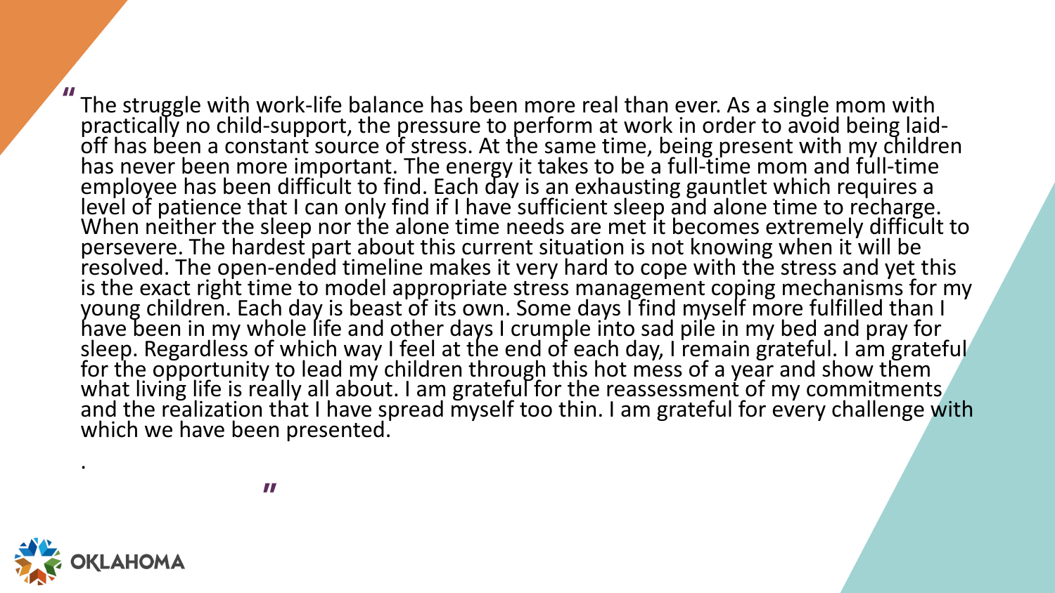"The struggle with work-life balance has been more real than ever. As a single mom with practically no child-support, the pressure to perform at work in order to avoid being laid-off has been a constant source of stress. At the same time, being present with my children has never been more important. The energy it takes to be a full-time mom and full-time employee has been difficult to find. Each day is an exhausting gauntlet which requires a level of patience that I can only find if I have sufficient sleep and alone time to recharge. When neither the sleep nor the alone time needs are met it becomes extremely difficult to persevere. The hardest part about this current situation is not knowing when it will be resolved. The open-ended timeline makes it very hard to cope with the stress and yet this is the exact right time to model appropriate stress management coping mechanisms for my young children. Each day is beast of its own. Some days I find myself more fulfilled than I have been in my whole life and other days I crumple into sad pile in my bed and pray for sleep. Regardless of which way I feel at the end of each day, I remain grateful. I am grateful for the opportunity to lead my children through this hot mess of a year and show them what living life is really all about. I am grateful for the reassessment of my commitments and the realization that I have spread myself too thin. I am grateful for every challenge with which we have been presented.

."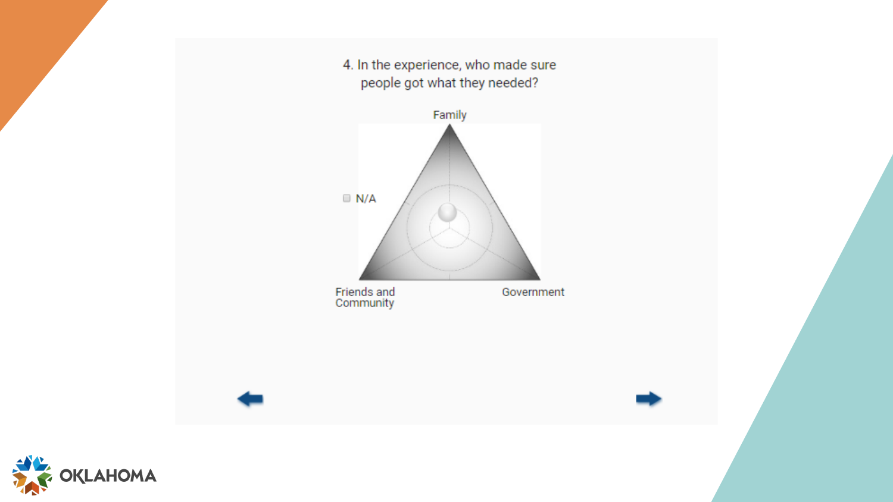4. In the experience, who made sure people got what they needed?

Family

N/A

Friends and Community

Government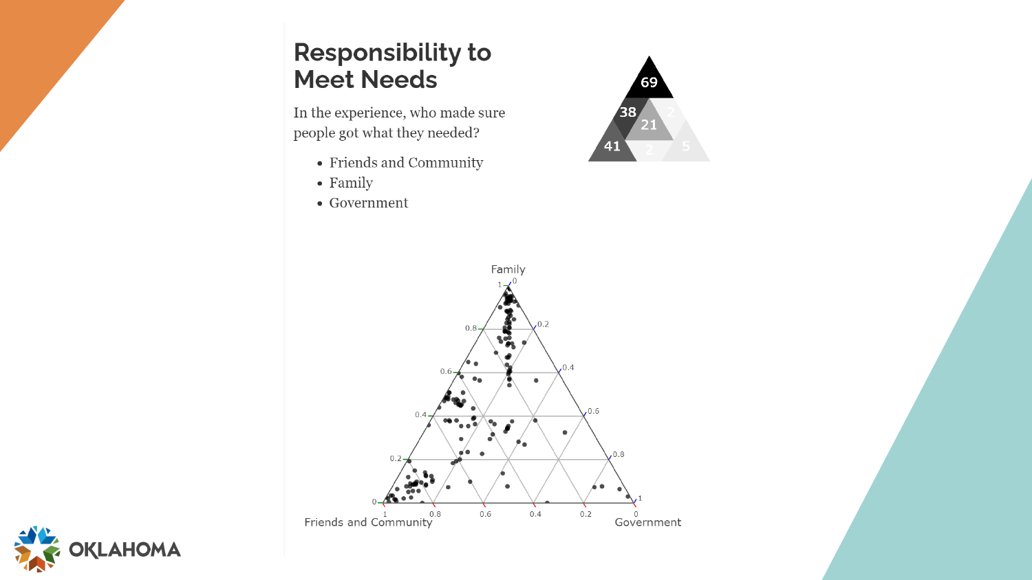# Responsibility to Meet Needs

In the experience, who made sure people got what they needed?

- Friends and Community
- Family
- Government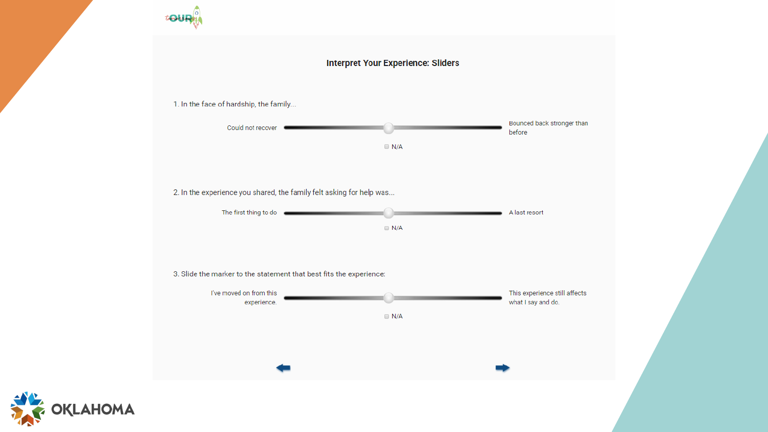## Interpret Your Experience: Sliders

1. In the face of hardship, the family...

Could not recover — Bounced back stronger than before

☐ N/A

2. In the experience you shared, the family felt asking for help was...

The first thing to do — A last resort

☐ N/A

3. Slide the marker to the statement that best fits the experience:

I've moved on from this experience. — This experience still affects what I say and do.

☐ N/A

OKLAHOMA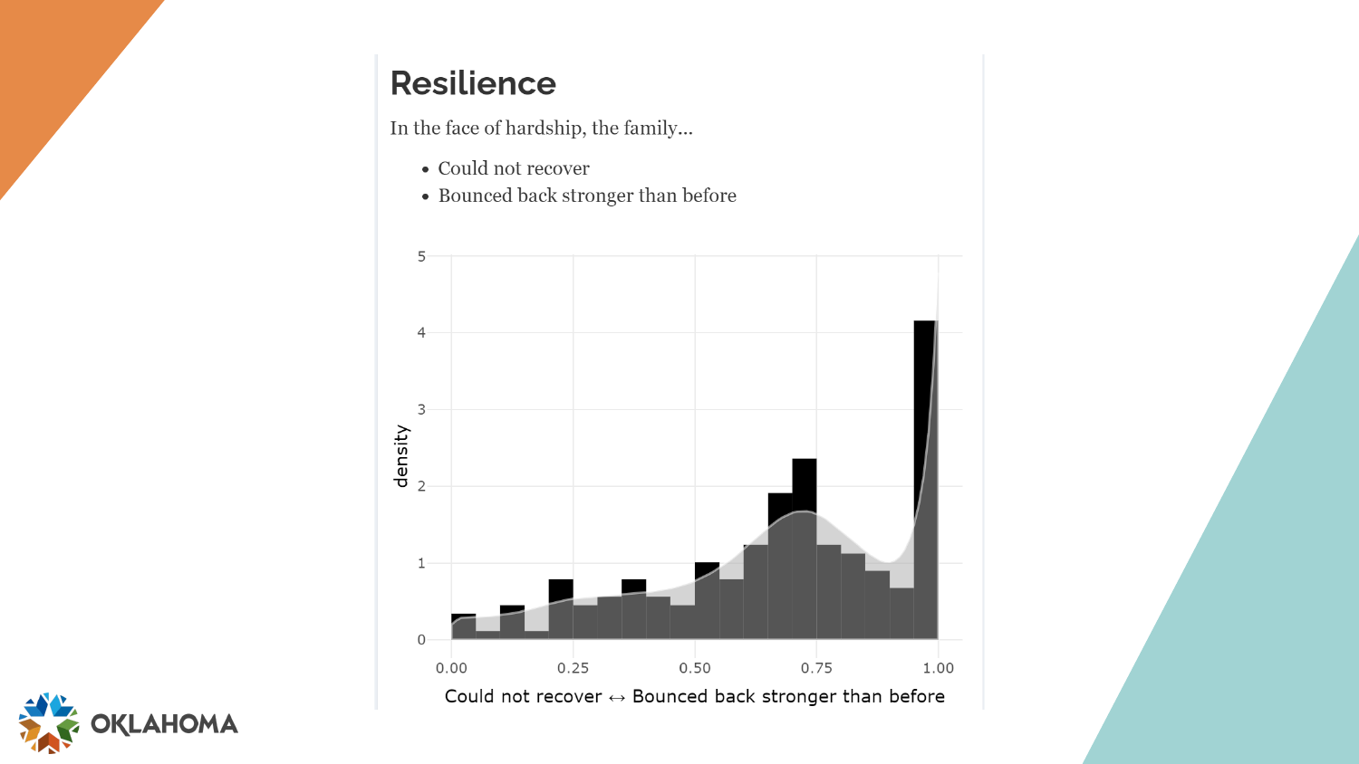# Resilience

In the face of hardship, the family...

- Could not recover
- Bounced back stronger than before

density

Could not recover ↔ Bounced back stronger than before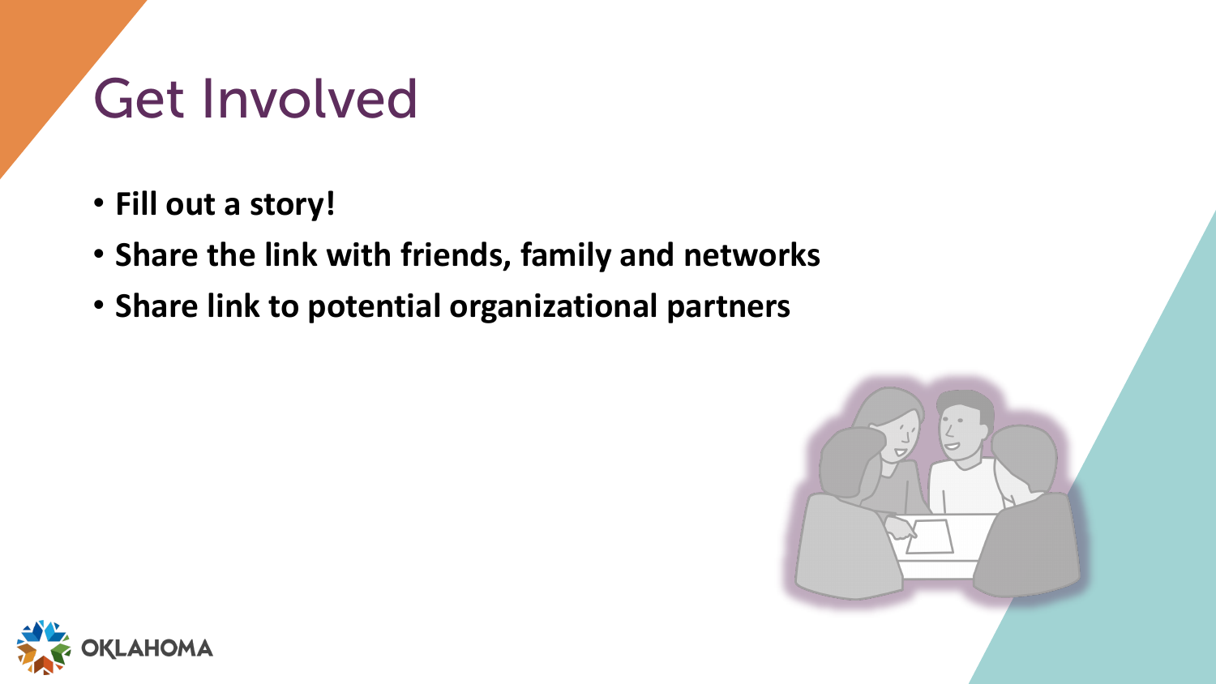# Get Involved

- **Fill out a story!**
- **Share the link with friends, family and networks**
- **Share link to potential organizational partners**